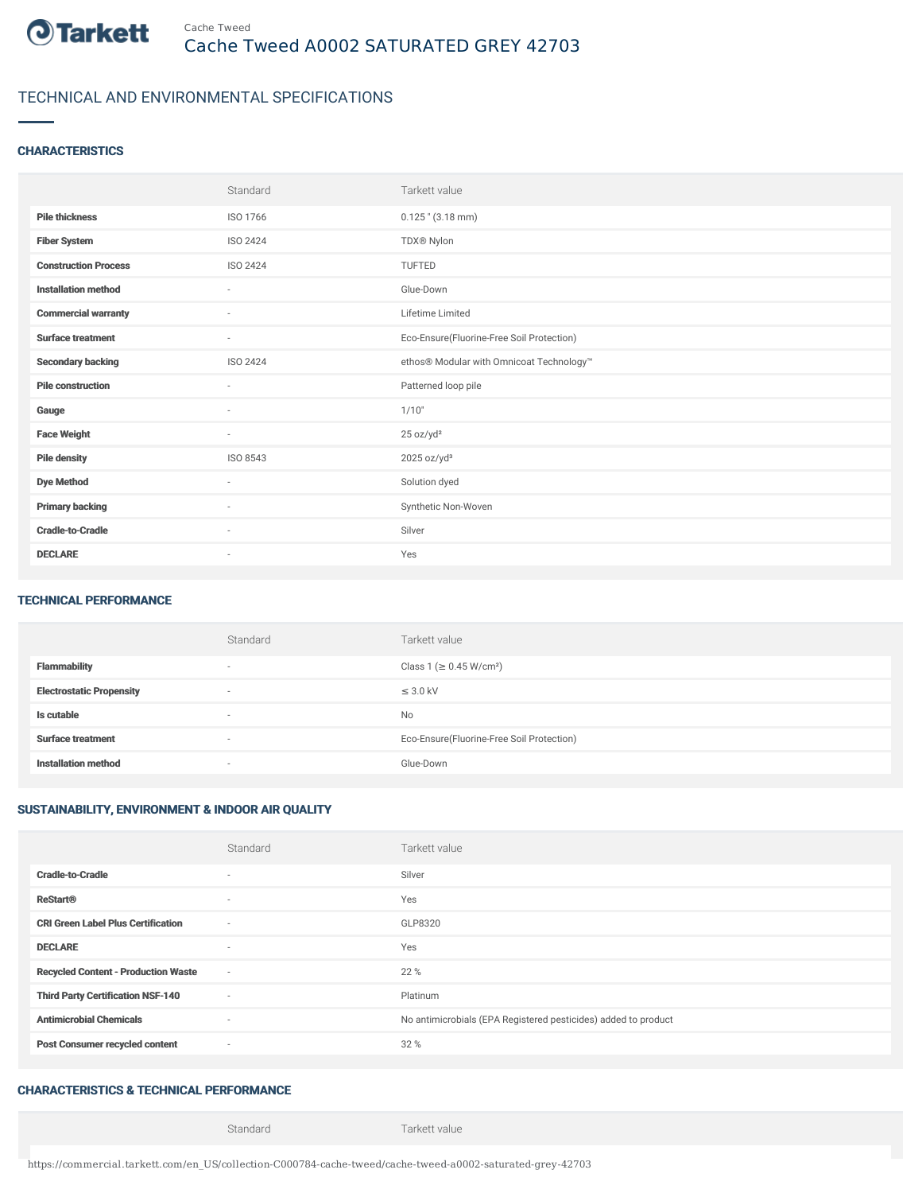Cache Tweed

# Cache Tweed A0002 SATURATED GREY 42703

## TECHNICAL AND ENVIRONMENTAL SPECIFICATIONS

### CHARACTERISTICS

| | Standard | Tarkett value |
|---|---|---|
| **Pile thickness** | ISO 1766 | 0.125 " (3.18 mm) |
| **Fiber System** | ISO 2424 | TDX® Nylon |
| **Construction Process** | ISO 2424 | TUFTED |
| **Installation method** | - | Glue-Down |
| **Commercial warranty** | - | Lifetime Limited |
| **Surface treatment** | - | Eco-Ensure(Fluorine-Free Soil Protection) |
| **Secondary backing** | ISO 2424 | ethos® Modular with Omnicoat Technology™ |
| **Pile construction** | - | Patterned loop pile |
| **Gauge** | - | 1/10" |
| **Face Weight** | - | 25 oz/yd² |
| **Pile density** | ISO 8543 | 2025 oz/yd³ |
| **Dye Method** | - | Solution dyed |
| **Primary backing** | - | Synthetic Non-Woven |
| **Cradle-to-Cradle** | - | Silver |
| **DECLARE** | - | Yes |

### TECHNICAL PERFORMANCE

| | Standard | Tarkett value |
|---|---|---|
| **Flammability** | - | Class 1 (≥ 0.45 W/cm²) |
| **Electrostatic Propensity** | - | ≤ 3.0 kV |
| **Is cutable** | - | No |
| **Surface treatment** | - | Eco-Ensure(Fluorine-Free Soil Protection) |
| **Installation method** | - | Glue-Down |

### SUSTAINABILITY, ENVIRONMENT & INDOOR AIR QUALITY

| | Standard | Tarkett value |
|---|---|---|
| **Cradle-to-Cradle** | - | Silver |
| **ReStart®** | - | Yes |
| **CRI Green Label Plus Certification** | - | GLP8320 |
| **DECLARE** | - | Yes |
| **Recycled Content - Production Waste** | - | 22 % |
| **Third Party Certification NSF-140** | - | Platinum |
| **Antimicrobial Chemicals** | - | No antimicrobials (EPA Registered pesticides) added to product |
| **Post Consumer recycled content** | - | 32 % |

### CHARACTERISTICS & TECHNICAL PERFORMANCE

| | Standard | Tarkett value |
|---|---|---|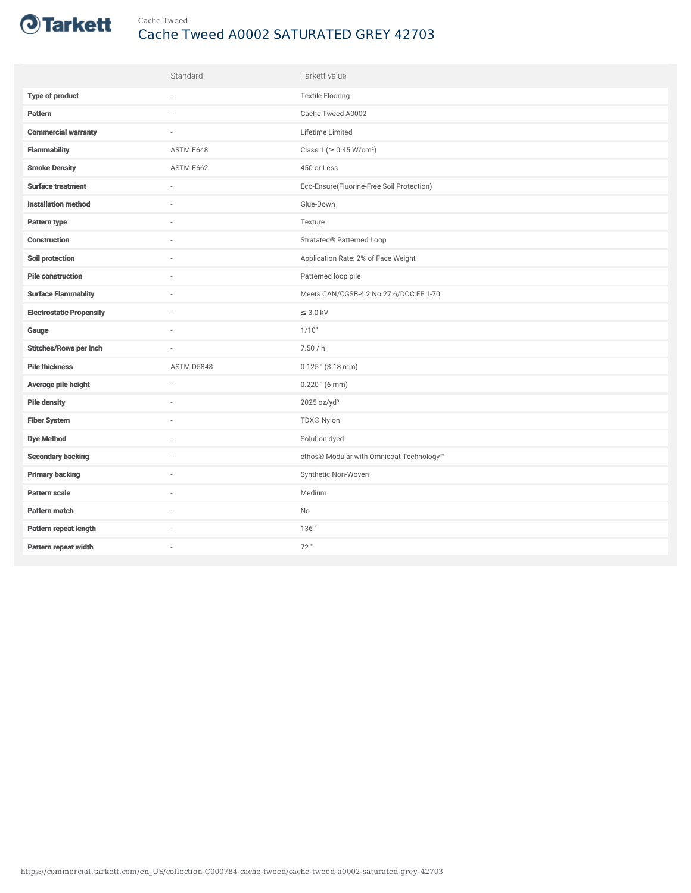Cache Tweed

# Cache Tweed A0002 SATURATED GREY 42703

| | Standard | Tarkett value |
|---|---|---|
| **Type of product** | - | Textile Flooring |
| **Pattern** | - | Cache Tweed A0002 |
| **Commercial warranty** | - | Lifetime Limited |
| **Flammability** | ASTM E648 | Class 1 (≥ 0.45 W/cm²) |
| **Smoke Density** | ASTM E662 | 450 or Less |
| **Surface treatment** | - | Eco-Ensure(Fluorine-Free Soil Protection) |
| **Installation method** | - | Glue-Down |
| **Pattern type** | - | Texture |
| **Construction** | - | Stratatec® Patterned Loop |
| **Soil protection** | - | Application Rate: 2% of Face Weight |
| **Pile construction** | - | Patterned loop pile |
| **Surface Flammablity** | - | Meets CAN/CGSB-4.2 No.27.6/DOC FF 1-70 |
| **Electrostatic Propensity** | - | ≤ 3.0 kV |
| **Gauge** | - | 1/10" |
| **Stitches/Rows per Inch** | - | 7.50 /in |
| **Pile thickness** | ASTM D5848 | 0.125 " (3.18 mm) |
| **Average pile height** | - | 0.220 " (6 mm) |
| **Pile density** | - | 2025 oz/yd³ |
| **Fiber System** | - | TDX® Nylon |
| **Dye Method** | - | Solution dyed |
| **Secondary backing** | - | ethos® Modular with Omnicoat Technology™ |
| **Primary backing** | - | Synthetic Non-Woven |
| **Pattern scale** | - | Medium |
| **Pattern match** | - | No |
| **Pattern repeat length** | - | 136 " |
| **Pattern repeat width** | - | 72 " |

https://commercial.tarkett.com/en_US/collection-C000784-cache-tweed/cache-tweed-a0002-saturated-grey-42703